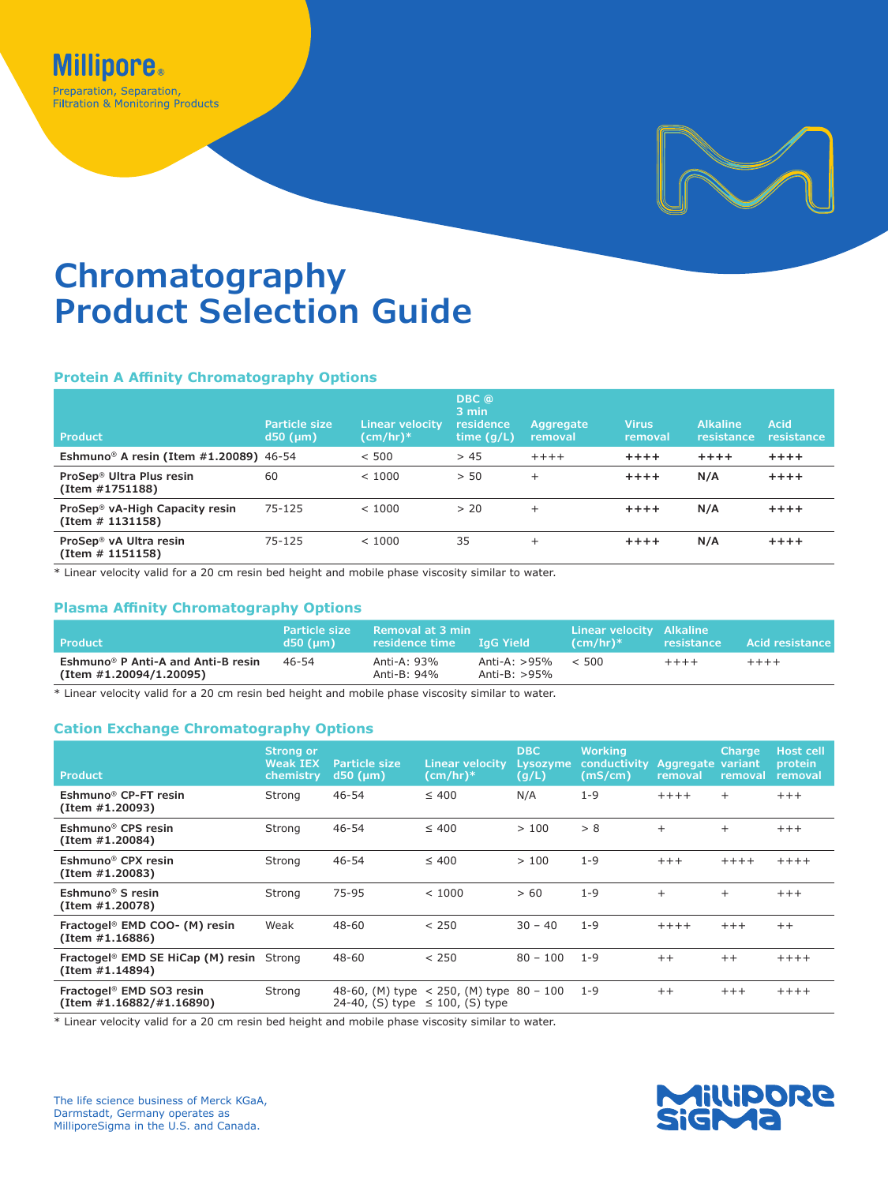Millipore®

Preparation, Separation, Filtration & Monitoring Products

# Chromatography Product Selection Guide

## Protein A Affinity Chromatography Options

| Product | Particle size d50 (µm) | Linear velocity (cm/hr)* | DBC @ 3 min residence time (g/L) | Aggregate removal | Virus removal | Alkaline resistance | Acid resistance |
|---|---|---|---|---|---|---|---|
| **Eshmuno® A resin (Item #1.20089)** | 46-54 | < 500 | > 45 | ++++ | ++++ | ++++ | ++++ |
| **ProSep® Ultra Plus resin (Item #1751188)** | 60 | < 1000 | > 50 | + | ++++ | N/A | ++++ |
| **ProSep® vA-High Capacity resin (Item # 1131158)** | 75-125 | < 1000 | > 20 | + | ++++ | N/A | ++++ |
| **ProSep® vA Ultra resin (Item # 1151158)** | 75-125 | < 1000 | 35 | + | ++++ | N/A | ++++ |

\* Linear velocity valid for a 20 cm resin bed height and mobile phase viscosity similar to water.

## Plasma Affinity Chromatography Options

| Product | Particle size d50 (µm) | Removal at 3 min residence time | IgG Yield | Linear velocity (cm/hr)* | Alkaline resistance | Acid resistance |
|---|---|---|---|---|---|---|
| **Eshmuno® P Anti-A and Anti-B resin (Item #1.20094/1.20095)** | 46-54 | Anti-A: 93%<br>Anti-B: 94% | Anti-A: >95%<br>Anti-B: >95% | < 500 | ++++ | ++++ |

\* Linear velocity valid for a 20 cm resin bed height and mobile phase viscosity similar to water.

## Cation Exchange Chromatography Options

| Product | Strong or Weak IEX chemistry | Particle size d50 (µm) | Linear velocity (cm/hr)* | DBC Lysozyme (g/L) | Working conductivity (mS/cm) | Aggregate removal | Charge variant removal | Host cell protein removal |
|---|---|---|---|---|---|---|---|---|
| **Eshmuno® CP-FT resin (Item #1.20093)** | Strong | 46-54 | ≤ 400 | N/A | 1-9 | ++++ | + | +++ |
| **Eshmuno® CPS resin (Item #1.20084)** | Strong | 46-54 | ≤ 400 | > 100 | > 8 | + | + | +++ |
| **Eshmuno® CPX resin (Item #1.20083)** | Strong | 46-54 | ≤ 400 | > 100 | 1-9 | +++ | ++++ | ++++ |
| **Eshmuno® S resin (Item #1.20078)** | Strong | 75-95 | < 1000 | > 60 | 1-9 | + | + | +++ |
| **Fractogel® EMD COO- (M) resin (Item #1.16886)** | Weak | 48-60 | < 250 | 30 – 40 | 1-9 | ++++ | +++ | ++ |
| **Fractogel® EMD SE HiCap (M) resin (Item #1.14894)** | Strong | 48-60 | < 250 | 80 – 100 | 1-9 | ++ | ++ | ++++ |
| **Fractogel® EMD SO3 resin (Item #1.16882/#1.16890)** | Strong | 48-60, (M) type<br>24-40, (S) type | < 250, (M) type<br>≤ 100, (S) type | 80 – 100 | 1-9 | ++ | +++ | ++++ |

\* Linear velocity valid for a 20 cm resin bed height and mobile phase viscosity similar to water.

The life science business of Merck KGaA, Darmstadt, Germany operates as MilliporeSigma in the U.S. and Canada.

MilliporeSigma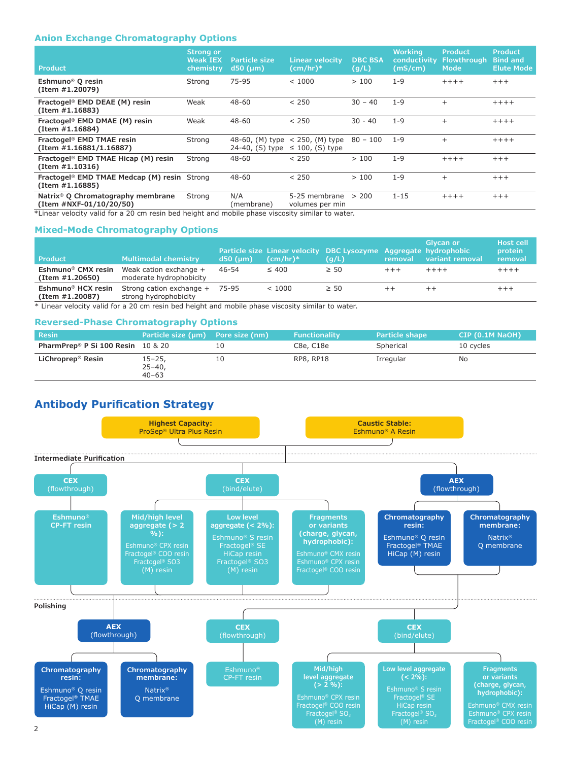## Anion Exchange Chromatography Options

| Product | Strong or Weak IEX chemistry | Particle size d50 (µm) | Linear velocity (cm/hr)* | DBC BSA (g/L) | Working conductivity (mS/cm) | Product Flowthrough Mode | Product Bind and Elute Mode |
|---|---|---|---|---|---|---|---|
| **Eshmuno® Q resin (Item #1.20079)** | Strong | 75-95 | < 1000 | > 100 | 1-9 | ++++ | +++ |
| **Fractogel® EMD DEAE (M) resin (Item #1.16883)** | Weak | 48-60 | < 250 | 30 – 40 | 1-9 | + | ++++ |
| **Fractogel® EMD DMAE (M) resin (Item #1.16884)** | Weak | 48-60 | < 250 | 30 - 40 | 1-9 | + | ++++ |
| **Fractogel® EMD TMAE resin (Item #1.16881/1.16887)** | Strong | 48-60, (M) type 24-40, (S) type | < 250, (M) type ≤ 100, (S) type | 80 – 100 | 1-9 | + | ++++ |
| **Fractogel® EMD TMAE Hicap (M) resin (Item #1.10316)** | Strong | 48-60 | < 250 | > 100 | 1-9 | ++++ | +++ |
| **Fractogel® EMD TMAE Medcap (M) resin (Item #1.16885)** | Strong | 48-60 | < 250 | > 100 | 1-9 | + | +++ |
| **Natrix® Q Chromatography membrane (Item #NXF-01/10/20/50)** | Strong | N/A (membrane) | 5-25 membrane volumes per min | > 200 | 1-15 | ++++ | +++ |

*Linear velocity valid for a 20 cm resin bed height and mobile phase viscosity similar to water.

## Mixed-Mode Chromatography Options

| Product | Multimodal chemistry | Particle size d50 (µm) | Linear velocity (cm/hr)* | DBC Lysozyme (g/L) | Aggregate removal | Glycan or hydrophobic variant removal | Host cell protein removal |
|---|---|---|---|---|---|---|---|
| **Eshmuno® CMX resin (Item #1.20650)** | Weak cation exchange + moderate hydrophobicity | 46-54 | ≤ 400 | ≥ 50 | +++ | ++++ | ++++ |
| **Eshmuno® HCX resin (Item #1.20087)** | Strong cation exchange + strong hydrophobicity | 75-95 | < 1000 | ≥ 50 | ++ | ++ | +++ |

* Linear velocity valid for a 20 cm resin bed height and mobile phase viscosity similar to water.

## Reversed-Phase Chromatography Options

| Resin | Particle size (µm) | Pore size (nm) | Functionality | Particle shape | CIP (0.1M NaOH) |
|---|---|---|---|---|---|
| **PharmPrep® P Si 100 Resin** | 10 & 20 | 10 | C8e, C18e | Spherical | 10 cycles |
| **LiChroprep® Resin** | 15–25, 25–40, 40–63 | 10 | RP8, RP18 | Irregular | No |

## Antibody Purification Strategy

**Highest Capacity:** ProSep® Ultra Plus Resin

**Caustic Stable:** Eshmuno® A Resin

### Intermediate Purification

- **CEX (flowthrough)**
  - Eshmuno® CP-FT resin
- **CEX (bind/elute)**
  - **Mid/high level aggregate (> 2 %):** Eshmuno® CPX resin, Fractogel® COO resin, Fractogel® SO3 (M) resin
  - **Low level aggregate (< 2%):** Eshmuno® S resin, Fractogel® SE HiCap resin, Fractogel® SO3 (M) resin
  - **Fragments or variants (charge, glycan, hydrophobic):** Eshmuno® CMX resin, Eshmuno® CPX resin, Fractogel® COO resin
- **AEX (flowthrough)**
  - **Chromatography resin:** Eshmuno® Q resin, Fractogel® TMAE HiCap (M) resin
  - **Chromatography membrane:** Natrix® Q membrane

### Polishing

- **AEX (flowthrough)**
  - **Chromatography resin:** Eshmuno® Q resin, Fractogel® TMAE HiCap (M) resin
  - **Chromatography membrane:** Natrix® Q membrane
- **CEX (flowthrough)**
  - Eshmuno® CP-FT resin
- **CEX (bind/elute)**
  - **Mid/high level aggregate (> 2 %):** Eshmuno® CPX resin, Fractogel® COO resin, Fractogel® $SO_3$ (M) resin
  - **Low level aggregate (< 2%):** Eshmuno® S resin, Fractogel® SE HiCap resin, Fractogel® $SO_3$ (M) resin
  - **Fragments or variants (charge, glycan, hydrophobic):** Eshmuno® CMX resin, Eshmuno® CPX resin, Fractogel® COO resin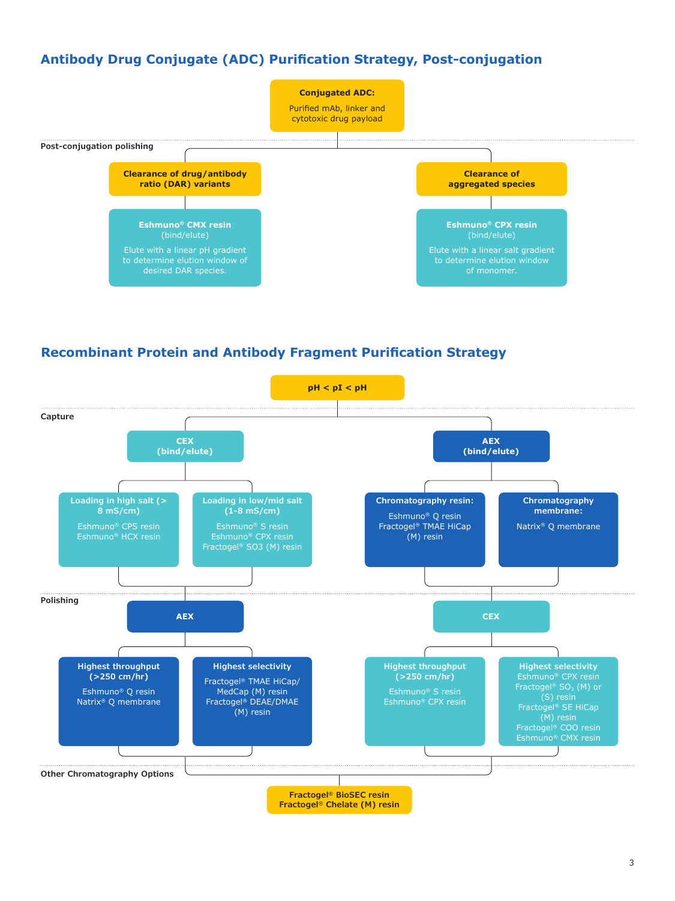## Antibody Drug Conjugate (ADC) Purification Strategy, Post-conjugation

**Conjugated ADC:**
Purified mAb, linker and cytotoxic drug payload

**Post-conjugation polishing**

- **Clearance of drug/antibody ratio (DAR) variants**
  - **Eshmuno® CMX resin** (bind/elute)
    Elute with a linear pH gradient to determine elution window of desired DAR species.
- **Clearance of aggregated species**
  - **Eshmuno® CPX resin** (bind/elute)
    Elute with a linear salt gradient to determine elution window of monomer.

## Recombinant Protein and Antibody Fragment Purification Strategy

**pH < pI < pH**

**Capture**

- **CEX (bind/elute)**
  - **Loading in high salt (> 8 mS/cm)**
    Eshmuno® CPS resin
    Eshmuno® HCX resin
  - **Loading in low/mid salt (1-8 mS/cm)**
    Eshmuno® S resin
    Eshmuno® CPX resin
    Fractogel® SO3 (M) resin
- **AEX (bind/elute)**
  - **Chromatography resin:**
    Eshmuno® Q resin
    Fractogel® TMAE HiCap (M) resin
  - **Chromatography membrane:**
    Natrix® Q membrane

**Polishing**

- **AEX**
  - **Highest throughput (>250 cm/hr)**
    Eshmuno® Q resin
    Natrix® Q membrane
  - **Highest selectivity**
    Fractogel® TMAE HiCap/MedCap (M) resin
    Fractogel® DEAE/DMAE (M) resin
- **CEX**
  - **Highest throughput (>250 cm/hr)**
    Eshmuno® S resin
    Eshmuno® CPX resin
  - **Highest selectivity**
    Eshmuno® CPX resin
    Fractogel® $SO_3$ (M) or (S) resin
    Fractogel® SE HiCap (M) resin
    Fractogel® COO resin
    Eshmuno® CMX resin

**Other Chromatography Options**

Fractogel® BioSEC resin
Fractogel® Chelate (M) resin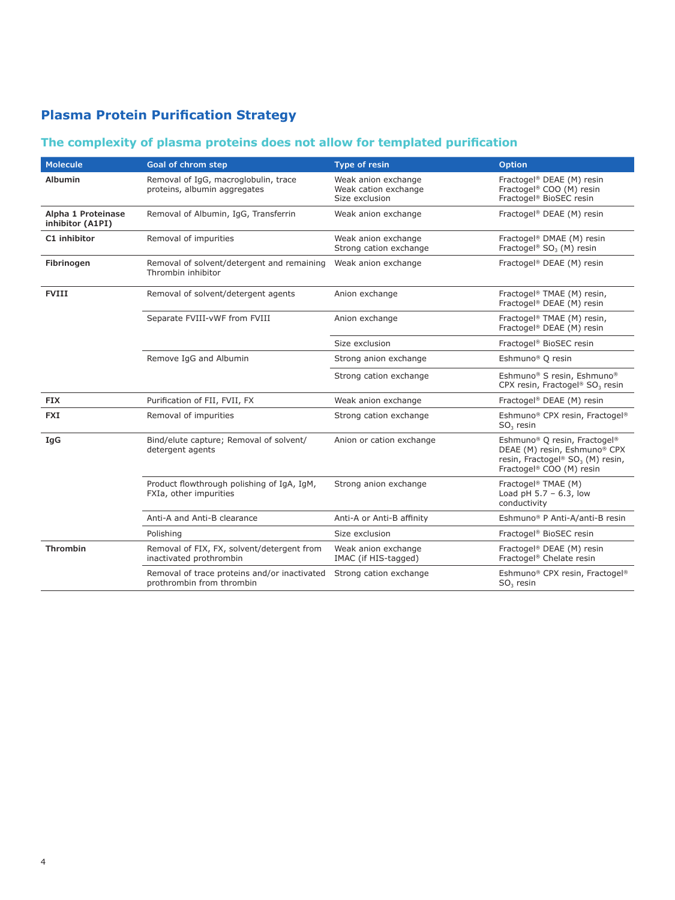## Plasma Protein Purification Strategy

### The complexity of plasma proteins does not allow for templated purification

| Molecule | Goal of chrom step | Type of resin | Option |
|---|---|---|---|
| **Albumin** | Removal of IgG, macroglobulin, trace proteins, albumin aggregates | Weak anion exchange<br>Weak cation exchange<br>Size exclusion | Fractogel® DEAE (M) resin<br>Fractogel® COO (M) resin<br>Fractogel® BioSEC resin |
| **Alpha 1 Proteinase inhibitor (A1PI)** | Removal of Albumin, IgG, Transferrin | Weak anion exchange | Fractogel® DEAE (M) resin |
| **C1 inhibitor** | Removal of impurities | Weak anion exchange<br>Strong cation exchange | Fractogel® DMAE (M) resin<br>Fractogel® $SO_3$ (M) resin |
| **Fibrinogen** | Removal of solvent/detergent and remaining Thrombin inhibitor | Weak anion exchange | Fractogel® DEAE (M) resin |
| **FVIII** | Removal of solvent/detergent agents | Anion exchange | Fractogel® TMAE (M) resin, Fractogel® DEAE (M) resin |
| | Separate FVIII-vWF from FVIII | Anion exchange | Fractogel® TMAE (M) resin, Fractogel® DEAE (M) resin |
| | | Size exclusion | Fractogel® BioSEC resin |
| | Remove IgG and Albumin | Strong anion exchange | Eshmuno® Q resin |
| | | Strong cation exchange | Eshmuno® S resin, Eshmuno® CPX resin, Fractogel® $SO_3$ resin |
| **FIX** | Purification of FII, FVII, FX | Weak anion exchange | Fractogel® DEAE (M) resin |
| **FXI** | Removal of impurities | Strong cation exchange | Eshmuno® CPX resin, Fractogel® $SO_3$ resin |
| **IgG** | Bind/elute capture; Removal of solvent/detergent agents | Anion or cation exchange | Eshmuno® Q resin, Fractogel® DEAE (M) resin, Eshmuno® CPX resin, Fractogel® $SO_3$ (M) resin, Fractogel® COO (M) resin |
| | Product flowthrough polishing of IgA, IgM, FXIa, other impurities | Strong anion exchange | Fractogel® TMAE (M)<br>Load pH 5.7 – 6.3, low conductivity |
| | Anti-A and Anti-B clearance | Anti-A or Anti-B affinity | Eshmuno® P Anti-A/anti-B resin |
| | Polishing | Size exclusion | Fractogel® BioSEC resin |
| **Thrombin** | Removal of FIX, FX, solvent/detergent from inactivated prothrombin | Weak anion exchange<br>IMAC (if HIS-tagged) | Fractogel® DEAE (M) resin<br>Fractogel® Chelate resin |
| | Removal of trace proteins and/or inactivated prothrombin from thrombin | Strong cation exchange | Eshmuno® CPX resin, Fractogel® $SO_3$ resin |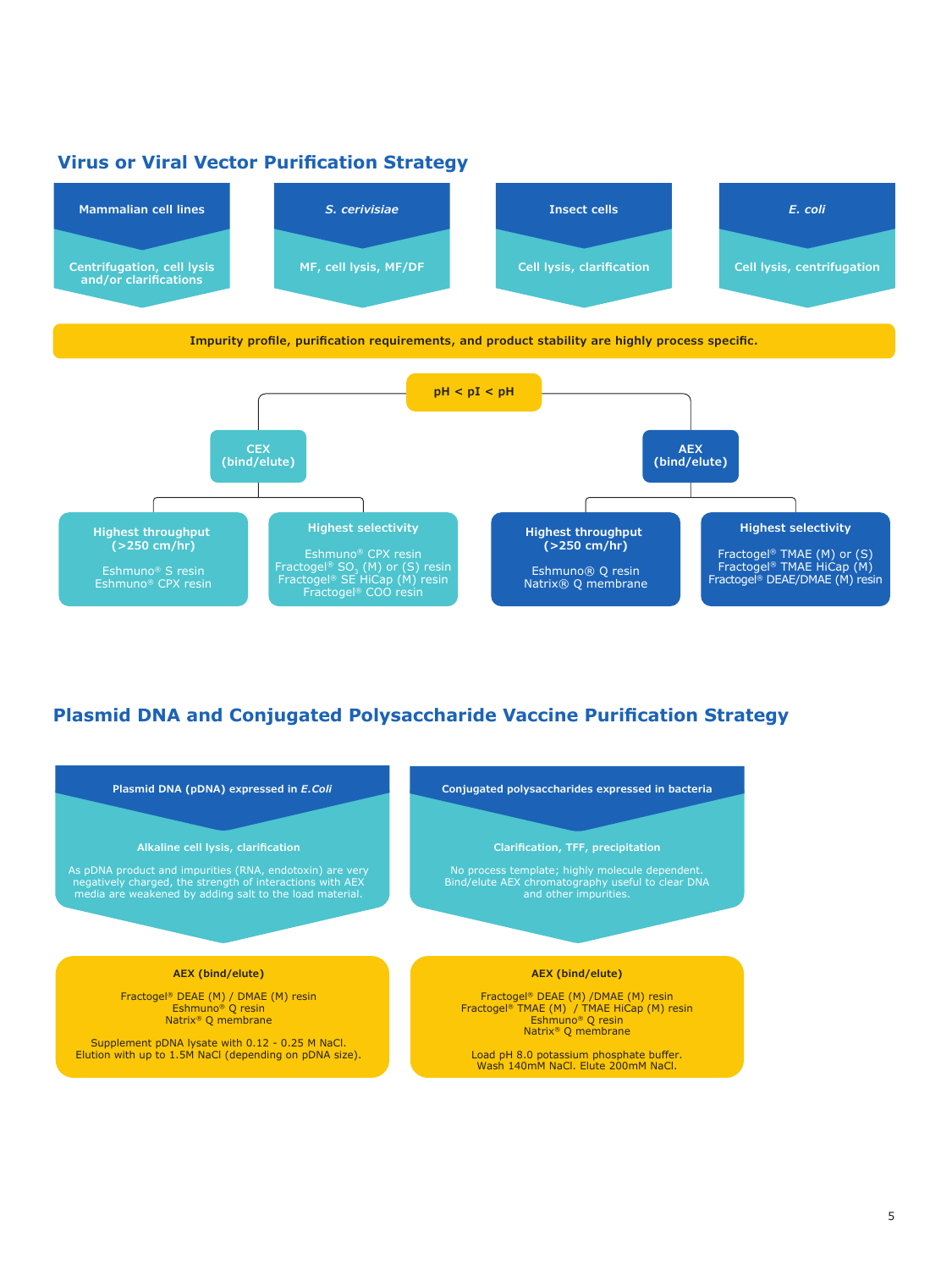## Virus or Viral Vector Purification Strategy

**Mammalian cell lines**
Centrifugation, cell lysis and/or clarifications

***S. cerivisiae***
MF, cell lysis, MF/DF

**Insect cells**
Cell lysis, clarification

***E. coli***
Cell lysis, centrifugation

**Impurity profile, purification requirements, and product stability are highly process specific.**

**pH < pI < pH**

**CEX (bind/elute)**

- **Highest throughput (>250 cm/hr)**
  - Eshmuno® S resin
  - Eshmuno® CPX resin
- **Highest selectivity**
  - Eshmuno® CPX resin
  - Fractogel® $SO_3$ (M) or (S) resin
  - Fractogel® SE HiCap (M) resin
  - Fractogel® COO resin

**AEX (bind/elute)**

- **Highest throughput (>250 cm/hr)**
  - Eshmuno® Q resin
  - Natrix® Q membrane
- **Highest selectivity**
  - Fractogel® TMAE (M) or (S)
  - Fractogel® TMAE HiCap (M)
  - Fractogel® DEAE/DMAE (M) resin

## Plasmid DNA and Conjugated Polysaccharide Vaccine Purification Strategy

**Plasmid DNA (pDNA) expressed in *E.Coli***

**Alkaline cell lysis, clarification**

As pDNA product and impurities (RNA, endotoxin) are very negatively charged, the strength of interactions with AEX media are weakened by adding salt to the load material.

**AEX (bind/elute)**

Fractogel® DEAE (M) / DMAE (M) resin
Eshmuno® Q resin
Natrix® Q membrane

Supplement pDNA lysate with 0.12 - 0.25 M NaCl.
Elution with up to 1.5M NaCl (depending on pDNA size).

**Conjugated polysaccharides expressed in bacteria**

**Clarification, TFF, precipitation**

No process template; highly molecule dependent.
Bind/elute AEX chromatography useful to clear DNA and other impurities.

**AEX (bind/elute)**

Fractogel® DEAE (M) /DMAE (M) resin
Fractogel® TMAE (M) / TMAE HiCap (M) resin
Eshmuno® Q resin
Natrix® Q membrane

Load pH 8.0 potassium phosphate buffer.
Wash 140mM NaCl. Elute 200mM NaCl.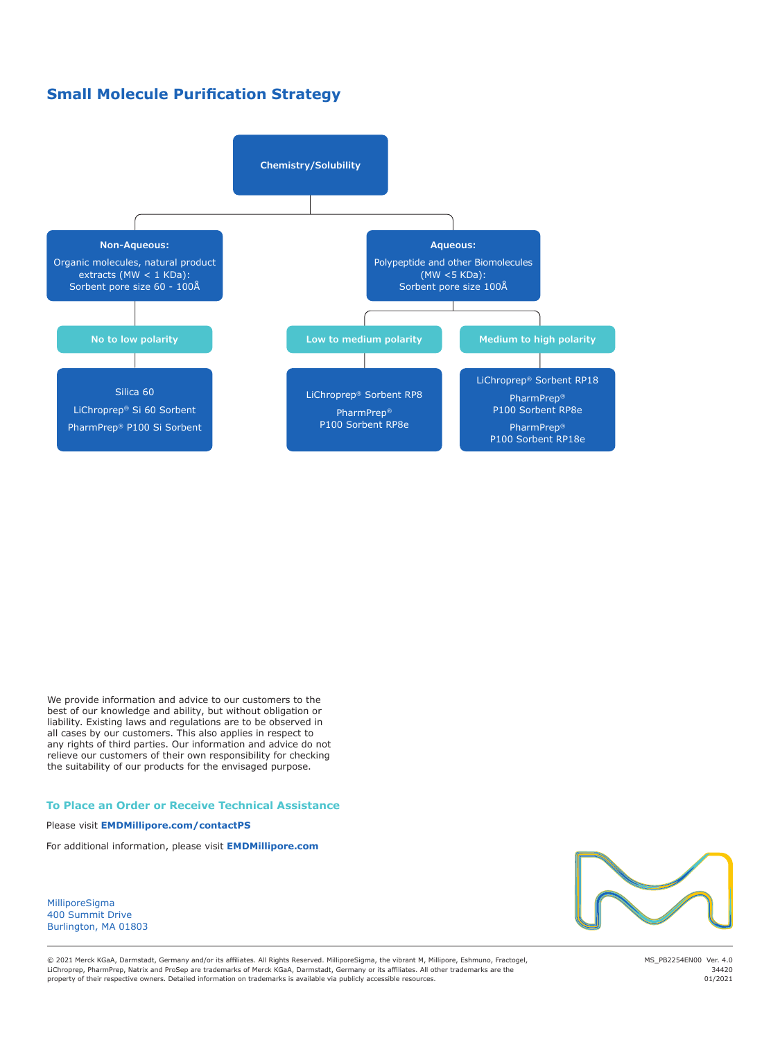## Small Molecule Purification Strategy

Chemistry/Solubility

**Non-Aqueous:**
Organic molecules, natural product extracts (MW < 1 KDa):
Sorbent pore size 60 - 100Å

**Aqueous:**
Polypeptide and other Biomolecules (MW <5 KDa):
Sorbent pore size 100Å

**No to low polarity**

Silica 60
LiChroprep® Si 60 Sorbent
PharmPrep® P100 Si Sorbent

**Low to medium polarity**

LiChroprep® Sorbent RP8
PharmPrep® P100 Sorbent RP8e

**Medium to high polarity**

LiChroprep® Sorbent RP18
PharmPrep® P100 Sorbent RP8e
PharmPrep® P100 Sorbent RP18e

We provide information and advice to our customers to the best of our knowledge and ability, but without obligation or liability. Existing laws and regulations are to be observed in all cases by our customers. This also applies in respect to any rights of third parties. Our information and advice do not relieve our customers of their own responsibility for checking the suitability of our products for the envisaged purpose.

### To Place an Order or Receive Technical Assistance

Please visit **EMDMillipore.com/contactPS**

For additional information, please visit **EMDMillipore.com**

MilliporeSigma
400 Summit Drive
Burlington, MA 01803

© 2021 Merck KGaA, Darmstadt, Germany and/or its affiliates. All Rights Reserved. MilliporeSigma, the vibrant M, Millipore, Eshmuno, Fractogel, LiChroprep, PharmPrep, Natrix and ProSep are trademarks of Merck KGaA, Darmstadt, Germany or its affiliates. All other trademarks are the property of their respective owners. Detailed information on trademarks is available via publicly accessible resources.

MS_PB2254EN00 Ver. 4.0
34420
01/2021